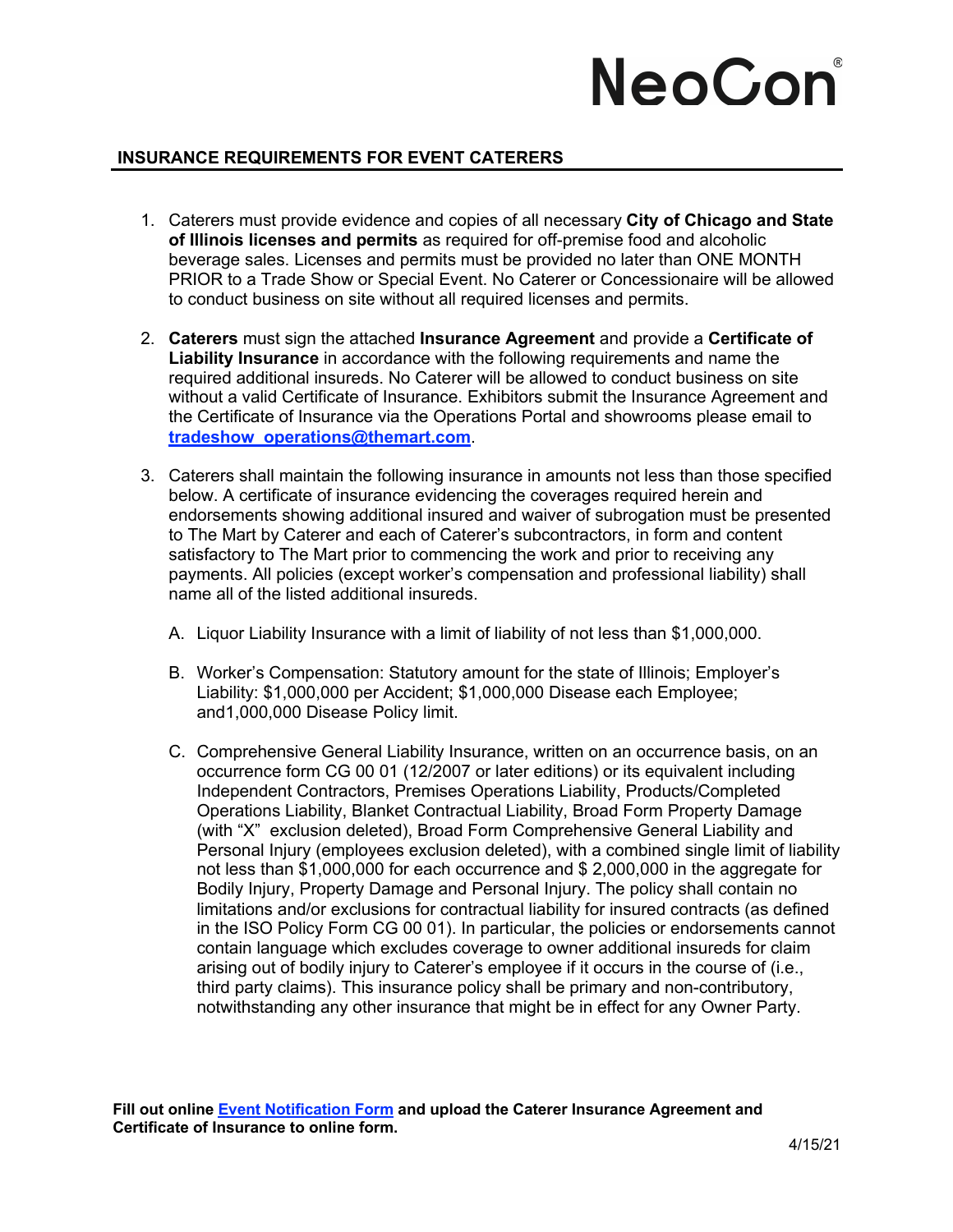# NeoCon®

## INSURANCE REQUIREMENTS FOR EVENT CATERERS

1. Caterers must provide evidence and copies of all necessary **City of Chicago and State of Illinois licenses and permits** as required for off-premise food and alcoholic beverage sales. Licenses and permits must be provided no later than ONE MONTH PRIOR to a Trade Show or Special Event. No Caterer or Concessionaire will be allowed to conduct business on site without all required licenses and permits.

2. **Caterers** must sign the attached **Insurance Agreement** and provide a **Certificate of Liability Insurance** in accordance with the following requirements and name the required additional insureds. No Caterer will be allowed to conduct business on site without a valid Certificate of Insurance. Exhibitors submit the Insurance Agreement and the Certificate of Insurance via the Operations Portal and showrooms please email to **tradeshow_operations@themart.com**.

3. Caterers shall maintain the following insurance in amounts not less than those specified below. A certificate of insurance evidencing the coverages required herein and endorsements showing additional insured and waiver of subrogation must be presented to The Mart by Caterer and each of Caterer's subcontractors, in form and content satisfactory to The Mart prior to commencing the work and prior to receiving any payments. All policies (except worker's compensation and professional liability) shall name all of the listed additional insureds.

   A. Liquor Liability Insurance with a limit of liability of not less than $1,000,000.

   B. Worker's Compensation: Statutory amount for the state of Illinois; Employer's Liability: $1,000,000 per Accident; $1,000,000 Disease each Employee; and1,000,000 Disease Policy limit.

   C. Comprehensive General Liability Insurance, written on an occurrence basis, on an occurrence form CG 00 01 (12/2007 or later editions) or its equivalent including Independent Contractors, Premises Operations Liability, Products/Completed Operations Liability, Blanket Contractual Liability, Broad Form Property Damage (with "X" exclusion deleted), Broad Form Comprehensive General Liability and Personal Injury (employees exclusion deleted), with a combined single limit of liability not less than $1,000,000 for each occurrence and $ 2,000,000 in the aggregate for Bodily Injury, Property Damage and Personal Injury. The policy shall contain no limitations and/or exclusions for contractual liability for insured contracts (as defined in the ISO Policy Form CG 00 01). In particular, the policies or endorsements cannot contain language which excludes coverage to owner additional insureds for claim arising out of bodily injury to Caterer's employee if it occurs in the course of (i.e., third party claims). This insurance policy shall be primary and non-contributory, notwithstanding any other insurance that might be in effect for any Owner Party.

**Fill out online Event Notification Form and upload the Caterer Insurance Agreement and Certificate of Insurance to online form.**

4/15/21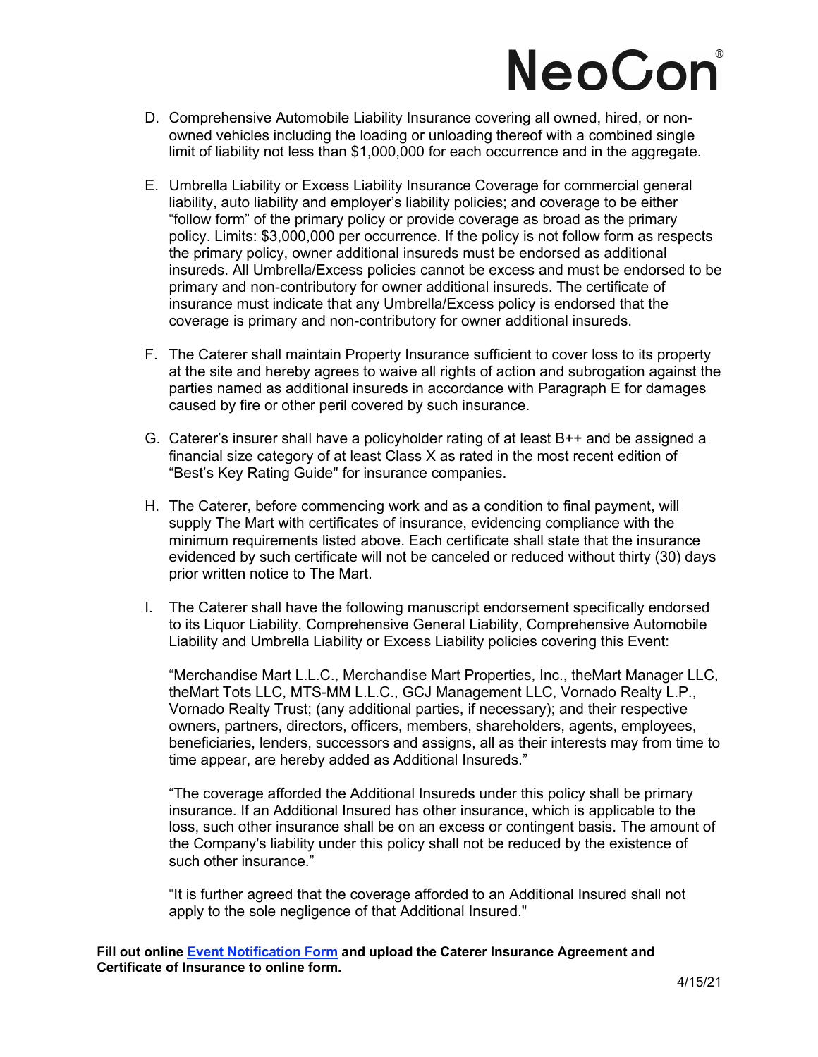D. Comprehensive Automobile Liability Insurance covering all owned, hired, or non-owned vehicles including the loading or unloading thereof with a combined single limit of liability not less than $1,000,000 for each occurrence and in the aggregate.

E. Umbrella Liability or Excess Liability Insurance Coverage for commercial general liability, auto liability and employer's liability policies; and coverage to be either "follow form" of the primary policy or provide coverage as broad as the primary policy. Limits: $3,000,000 per occurrence. If the policy is not follow form as respects the primary policy, owner additional insureds must be endorsed as additional insureds. All Umbrella/Excess policies cannot be excess and must be endorsed to be primary and non-contributory for owner additional insureds. The certificate of insurance must indicate that any Umbrella/Excess policy is endorsed that the coverage is primary and non-contributory for owner additional insureds.

F. The Caterer shall maintain Property Insurance sufficient to cover loss to its property at the site and hereby agrees to waive all rights of action and subrogation against the parties named as additional insureds in accordance with Paragraph E for damages caused by fire or other peril covered by such insurance.

G. Caterer's insurer shall have a policyholder rating of at least B++ and be assigned a financial size category of at least Class X as rated in the most recent edition of "Best's Key Rating Guide" for insurance companies.

H. The Caterer, before commencing work and as a condition to final payment, will supply The Mart with certificates of insurance, evidencing compliance with the minimum requirements listed above. Each certificate shall state that the insurance evidenced by such certificate will not be canceled or reduced without thirty (30) days prior written notice to The Mart.

I. The Caterer shall have the following manuscript endorsement specifically endorsed to its Liquor Liability, Comprehensive General Liability, Comprehensive Automobile Liability and Umbrella Liability or Excess Liability policies covering this Event:

   "Merchandise Mart L.L.C., Merchandise Mart Properties, Inc., theMart Manager LLC, theMart Tots LLC, MTS-MM L.L.C., GCJ Management LLC, Vornado Realty L.P., Vornado Realty Trust; (any additional parties, if necessary); and their respective owners, partners, directors, officers, members, shareholders, agents, employees, beneficiaries, lenders, successors and assigns, all as their interests may from time to time appear, are hereby added as Additional Insureds."

   "The coverage afforded the Additional Insureds under this policy shall be primary insurance. If an Additional Insured has other insurance, which is applicable to the loss, such other insurance shall be on an excess or contingent basis. The amount of the Company's liability under this policy shall not be reduced by the existence of such other insurance."

   "It is further agreed that the coverage afforded to an Additional Insured shall not apply to the sole negligence of that Additional Insured."

**Fill out online Event Notification Form and upload the Caterer Insurance Agreement and Certificate of Insurance to online form.**

4/15/21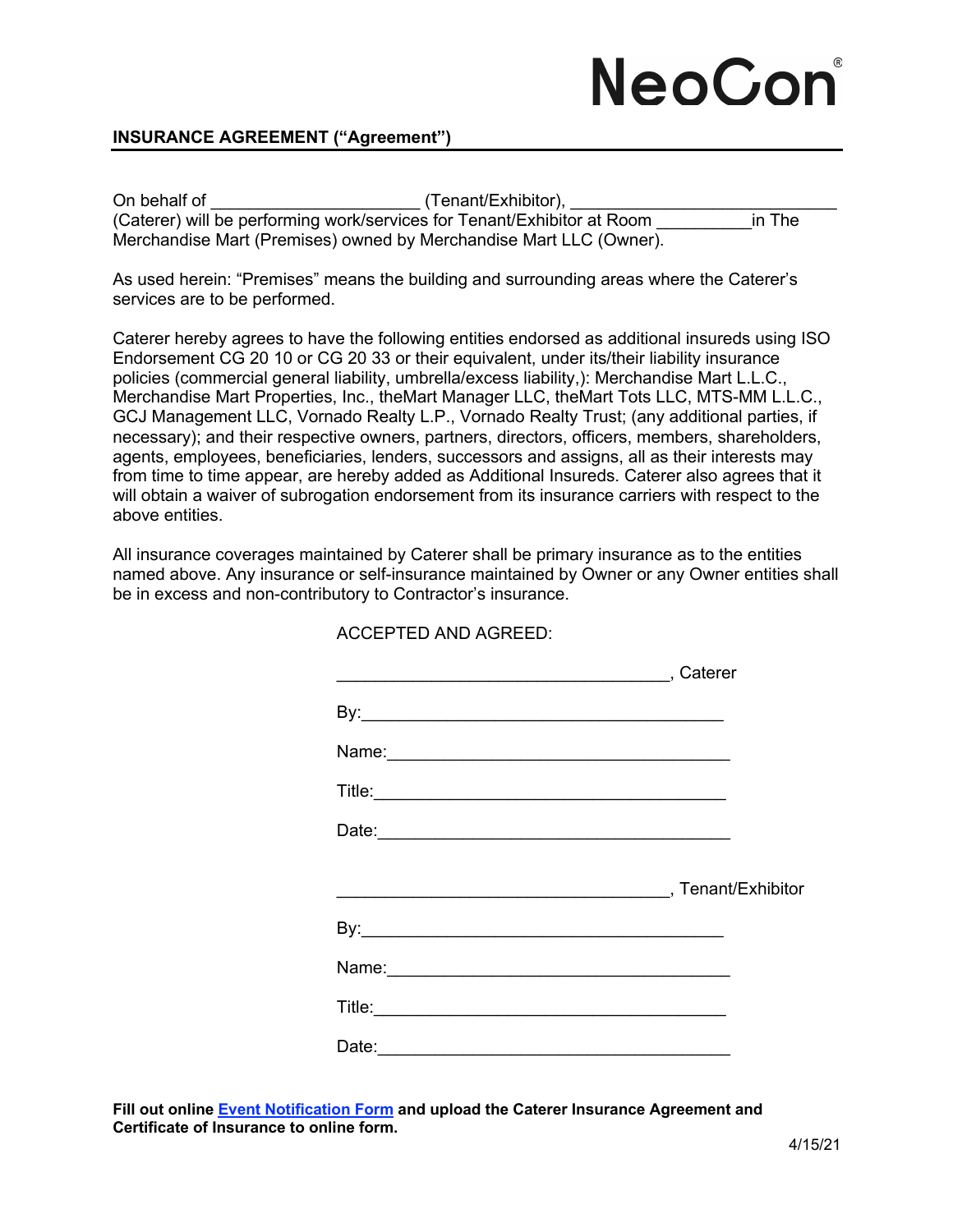NeoCon®

**INSURANCE AGREEMENT ("Agreement")**

On behalf of ______________________ (Tenant/Exhibitor), ____________________________ (Caterer) will be performing work/services for Tenant/Exhibitor at Room __________in The Merchandise Mart (Premises) owned by Merchandise Mart LLC (Owner).

As used herein: "Premises" means the building and surrounding areas where the Caterer's services are to be performed.

Caterer hereby agrees to have the following entities endorsed as additional insureds using ISO Endorsement CG 20 10 or CG 20 33 or their equivalent, under its/their liability insurance policies (commercial general liability, umbrella/excess liability,): Merchandise Mart L.L.C., Merchandise Mart Properties, Inc., theMart Manager LLC, theMart Tots LLC, MTS-MM L.L.C., GCJ Management LLC, Vornado Realty L.P., Vornado Realty Trust; (any additional parties, if necessary); and their respective owners, partners, directors, officers, members, shareholders, agents, employees, beneficiaries, lenders, successors and assigns, all as their interests may from time to time appear, are hereby added as Additional Insureds. Caterer also agrees that it will obtain a waiver of subrogation endorsement from its insurance carriers with respect to the above entities.

All insurance coverages maintained by Caterer shall be primary insurance as to the entities named above. Any insurance or self-insurance maintained by Owner or any Owner entities shall be in excess and non-contributory to Contractor's insurance.

ACCEPTED AND AGREED:

____________________________________, Caterer

By:______________________________________

Name:____________________________________

Title:_____________________________________

Date:_____________________________________

____________________________________, Tenant/Exhibitor

By:______________________________________

Name:____________________________________

Title:_____________________________________

Date:_____________________________________

**Fill out online Event Notification Form and upload the Caterer Insurance Agreement and Certificate of Insurance to online form.**

4/15/21